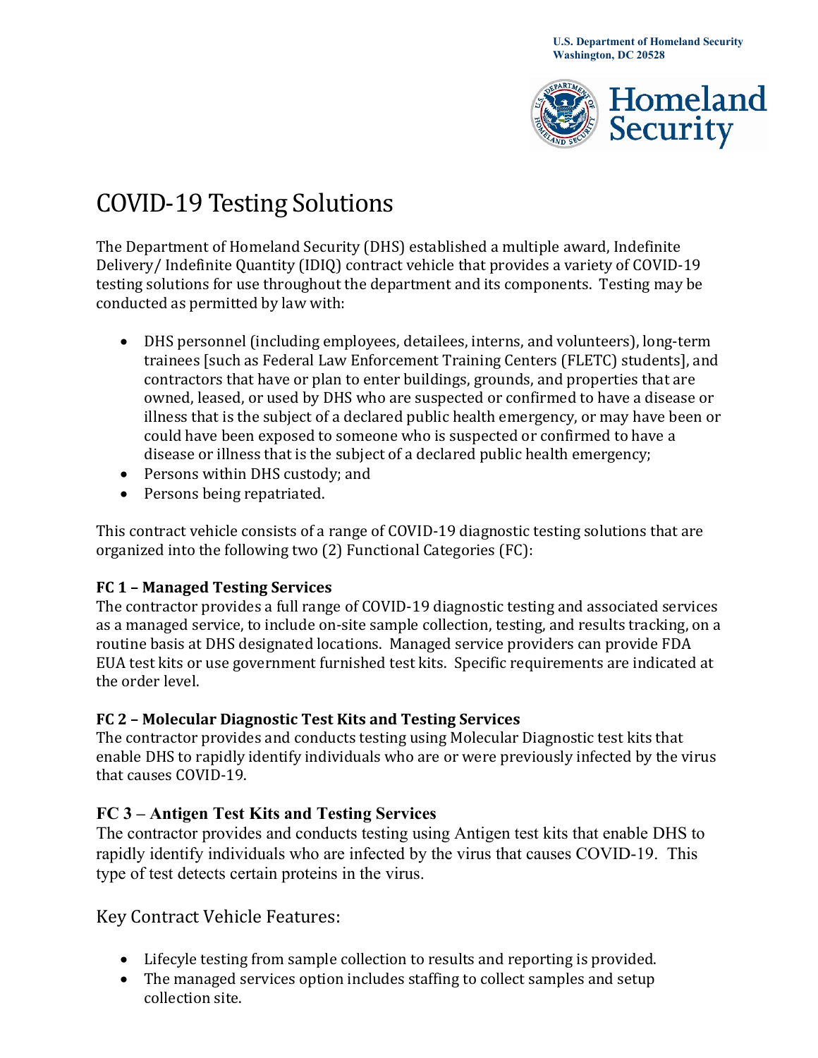U.S. Department of Homeland Security
Washington, DC 20528

# COVID-19 Testing Solutions

The Department of Homeland Security (DHS) established a multiple award, Indefinite Delivery/ Indefinite Quantity (IDIQ) contract vehicle that provides a variety of COVID-19 testing solutions for use throughout the department and its components. Testing may be conducted as permitted by law with:

- DHS personnel (including employees, detailees, interns, and volunteers), long-term trainees [such as Federal Law Enforcement Training Centers (FLETC) students], and contractors that have or plan to enter buildings, grounds, and properties that are owned, leased, or used by DHS who are suspected or confirmed to have a disease or illness that is the subject of a declared public health emergency, or may have been or could have been exposed to someone who is suspected or confirmed to have a disease or illness that is the subject of a declared public health emergency;
- Persons within DHS custody; and
- Persons being repatriated.

This contract vehicle consists of a range of COVID-19 diagnostic testing solutions that are organized into the following two (2) Functional Categories (FC):

### FC 1 – Managed Testing Services

The contractor provides a full range of COVID-19 diagnostic testing and associated services as a managed service, to include on-site sample collection, testing, and results tracking, on a routine basis at DHS designated locations. Managed service providers can provide FDA EUA test kits or use government furnished test kits. Specific requirements are indicated at the order level.

### FC 2 – Molecular Diagnostic Test Kits and Testing Services

The contractor provides and conducts testing using Molecular Diagnostic test kits that enable DHS to rapidly identify individuals who are or were previously infected by the virus that causes COVID-19.

### FC 3 – Antigen Test Kits and Testing Services

The contractor provides and conducts testing using Antigen test kits that enable DHS to rapidly identify individuals who are infected by the virus that causes COVID-19. This type of test detects certain proteins in the virus.

## Key Contract Vehicle Features:

- Lifecyle testing from sample collection to results and reporting is provided.
- The managed services option includes staffing to collect samples and setup collection site.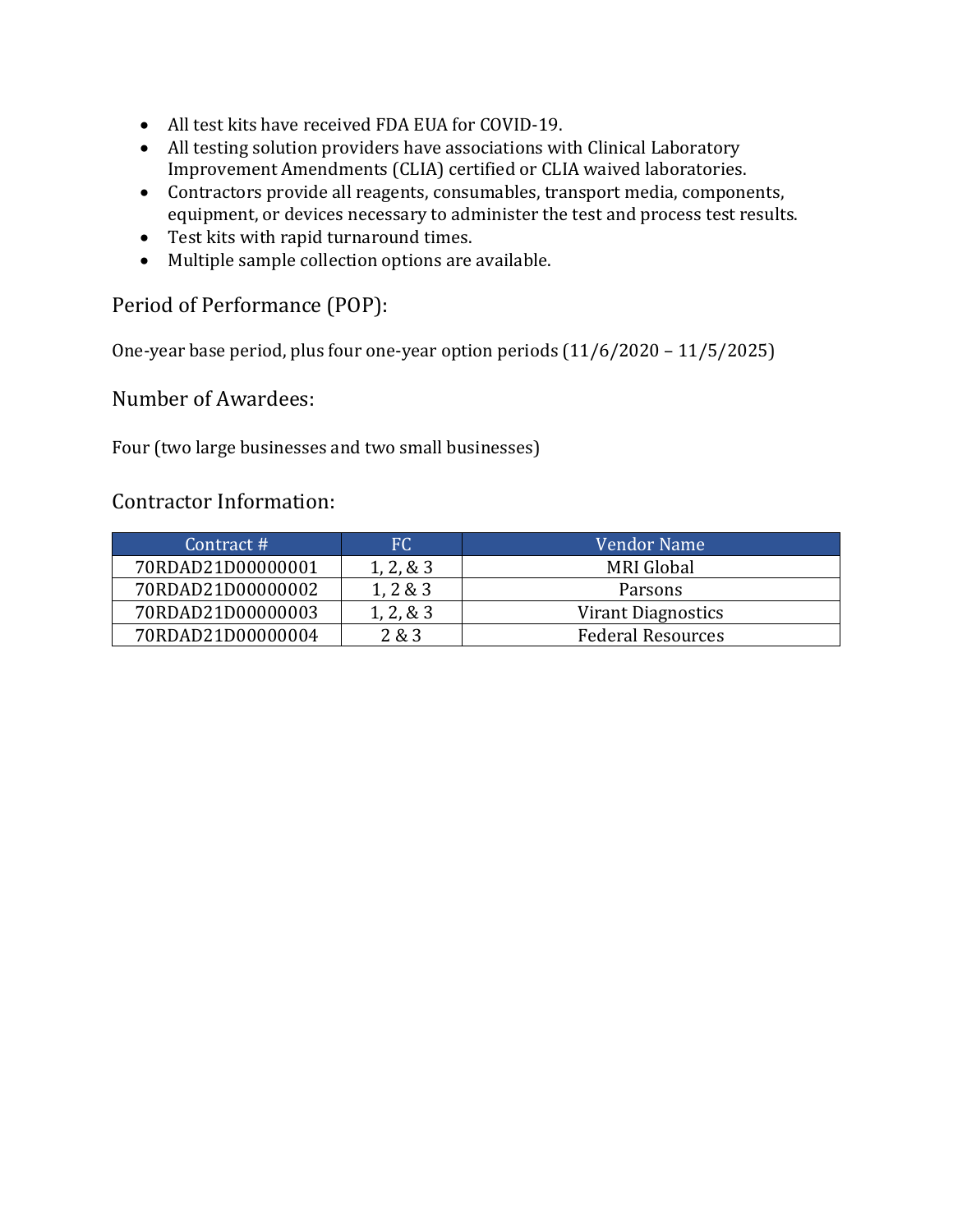- All test kits have received FDA EUA for COVID-19.
- All testing solution providers have associations with Clinical Laboratory Improvement Amendments (CLIA) certified or CLIA waived laboratories.
- Contractors provide all reagents, consumables, transport media, components, equipment, or devices necessary to administer the test and process test results.
- Test kits with rapid turnaround times.
- Multiple sample collection options are available.

## Period of Performance (POP):

One-year base period, plus four one-year option periods (11/6/2020 – 11/5/2025)

## Number of Awardees:

Four (two large businesses and two small businesses)

## Contractor Information:

| Contract # | FC | Vendor Name |
|---|---|---|
| 70RDAD21D00000001 | 1, 2, & 3 | MRI Global |
| 70RDAD21D00000002 | 1, 2 & 3 | Parsons |
| 70RDAD21D00000003 | 1, 2, & 3 | Virant Diagnostics |
| 70RDAD21D00000004 | 2 & 3 | Federal Resources |